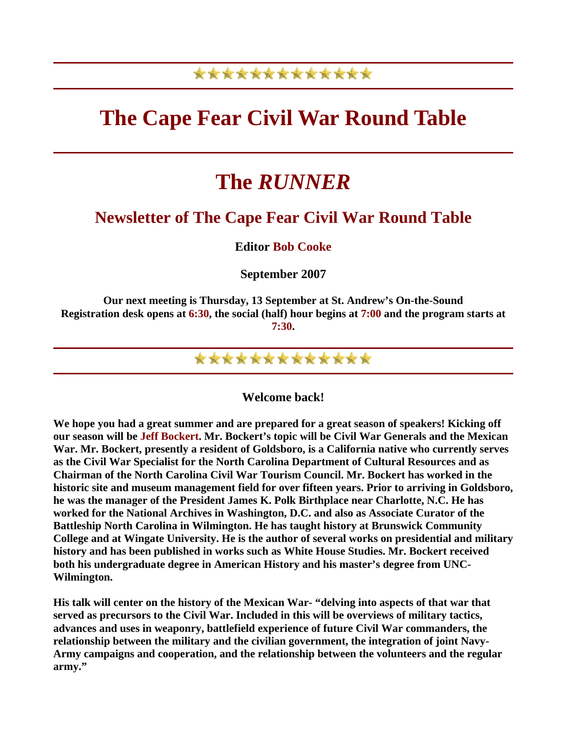# The Cape Fear Civil War Round Table

# The *RUNNER*

## Newsletter of The Cape Fear Civil War Round Table

**Editor Bob Cooke**

**September 2007**

**Our next meeting is Thursday, 13 September at St. Andrew's On-the-Sound**
**Registration desk opens at 6:30, the social (half) hour begins at 7:00 and the program starts at 7:30.**

---

### Welcome back!

**We hope you had a great summer and are prepared for a great season of speakers! Kicking off our season will be Jeff Bockert. Mr. Bockert's topic will be Civil War Generals and the Mexican War. Mr. Bockert, presently a resident of Goldsboro, is a California native who currently serves as the Civil War Specialist for the North Carolina Department of Cultural Resources and as Chairman of the North Carolina Civil War Tourism Council. Mr. Bockert has worked in the historic site and museum management field for over fifteen years. Prior to arriving in Goldsboro, he was the manager of the President James K. Polk Birthplace near Charlotte, N.C. He has worked for the National Archives in Washington, D.C. and also as Associate Curator of the Battleship North Carolina in Wilmington. He has taught history at Brunswick Community College and at Wingate University. He is the author of several works on presidential and military history and has been published in works such as White House Studies. Mr. Bockert received both his undergraduate degree in American History and his master's degree from UNC-Wilmington.**

**His talk will center on the history of the Mexican War- "delving into aspects of that war that served as precursors to the Civil War. Included in this will be overviews of military tactics, advances and uses in weaponry, battlefield experience of future Civil War commanders, the relationship between the military and the civilian government, the integration of joint Navy-Army campaigns and cooperation, and the relationship between the volunteers and the regular army."**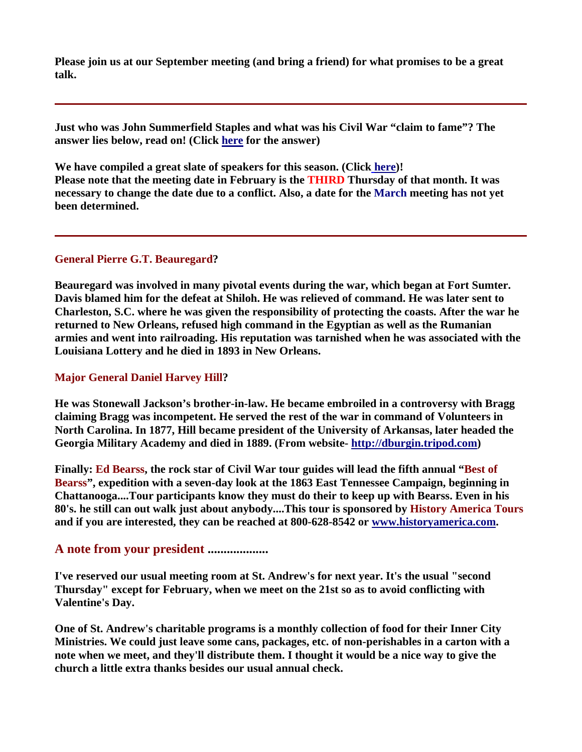**Please join us at our September meeting (and bring a friend) for what promises to be a great talk.**

---

**Just who was John Summerfield Staples and what was his Civil War "claim to fame"? The answer lies below, read on! (Click [here](#) for the answer)**

**We have compiled a great slate of speakers for this season. (Click [here](#))!**
**Please note that the meeting date in February is the THIRD Thursday of that month. It was necessary to change the date due to a conflict. Also, a date for the March meeting has not yet been determined.**

---

**General Pierre G.T. Beauregard?**

**Beauregard was involved in many pivotal events during the war, which began at Fort Sumter. Davis blamed him for the defeat at Shiloh. He was relieved of command. He was later sent to Charleston, S.C. where he was given the responsibility of protecting the coasts. After the war he returned to New Orleans, refused high command in the Egyptian as well as the Rumanian armies and went into railroading. His reputation was tarnished when he was associated with the Louisiana Lottery and he died in 1893 in New Orleans.**

**Major General Daniel Harvey Hill?**

**He was Stonewall Jackson's brother-in-law. He became embroiled in a controversy with Bragg claiming Bragg was incompetent. He served the rest of the war in command of Volunteers in North Carolina. In 1877, Hill became president of the University of Arkansas, later headed the Georgia Military Academy and died in 1889. (From website- [http://dburgin.tripod.com](http://dburgin.tripod.com))**

**Finally: Ed Bearss, the rock star of Civil War tour guides will lead the fifth annual "Best of Bearss", expedition with a seven-day look at the 1863 East Tennessee Campaign, beginning in Chattanooga....Tour participants know they must do their to keep up with Bearss. Even in his 80's. he still can out walk just about anybody....This tour is sponsored by History America Tours and if you are interested, they can be reached at 800-628-8542 or [www.historyamerica.com](http://www.historyamerica.com).**

## A note from your president ...................

**I've reserved our usual meeting room at St. Andrew's for next year. It's the usual "second Thursday" except for February, when we meet on the 21st so as to avoid conflicting with Valentine's Day.**

**One of St. Andrew's charitable programs is a monthly collection of food for their Inner City Ministries. We could just leave some cans, packages, etc. of non-perishables in a carton with a note when we meet, and they'll distribute them. I thought it would be a nice way to give the church a little extra thanks besides our usual annual check.**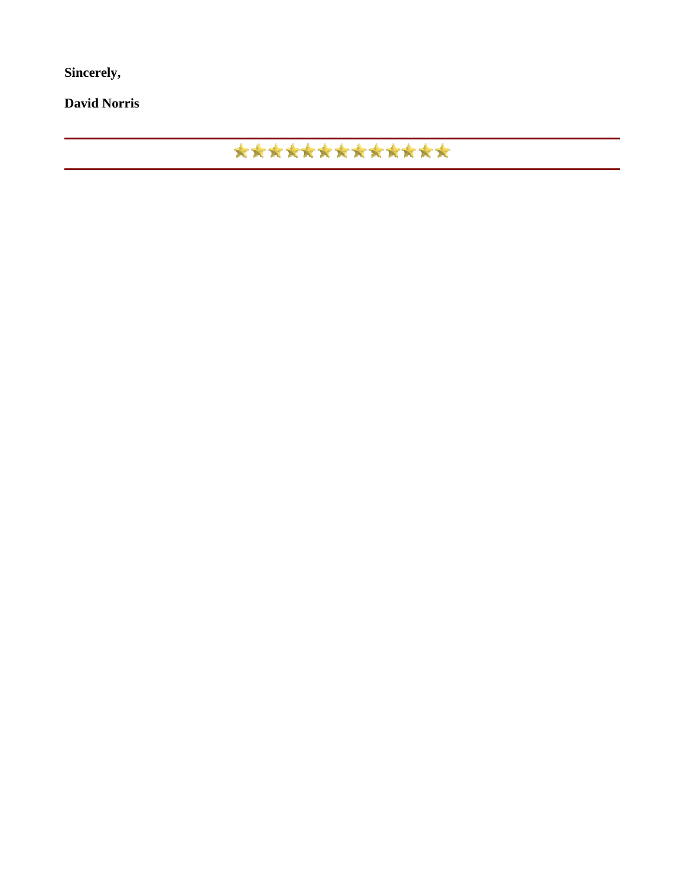**Sincerely,**

**David Norris**

---